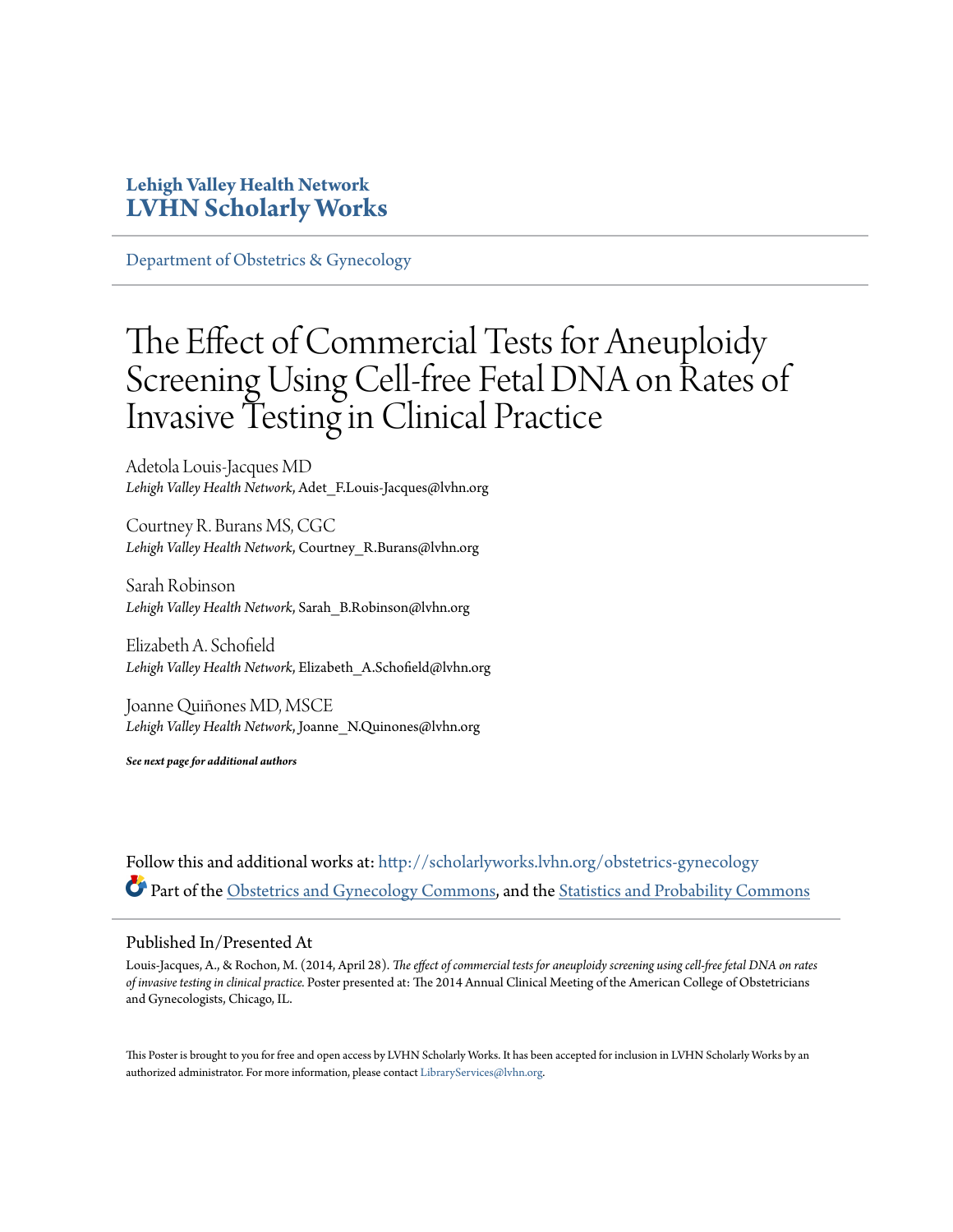**Lehigh Valley Health Network**
**LVHN Scholarly Works**

Department of Obstetrics & Gynecology

# The Effect of Commercial Tests for Aneuploidy Screening Using Cell-free Fetal DNA on Rates of Invasive Testing in Clinical Practice

Adetola Louis-Jacques MD
*Lehigh Valley Health Network*, Adet_F.Louis-Jacques@lvhn.org

Courtney R. Burans MS, CGC
*Lehigh Valley Health Network*, Courtney_R.Burans@lvhn.org

Sarah Robinson
*Lehigh Valley Health Network*, Sarah_B.Robinson@lvhn.org

Elizabeth A. Schofield
*Lehigh Valley Health Network*, Elizabeth_A.Schofield@lvhn.org

Joanne Quiñones MD, MSCE
*Lehigh Valley Health Network*, Joanne_N.Quinones@lvhn.org

***See next page for additional authors***

Follow this and additional works at: http://scholarlyworks.lvhn.org/obstetrics-gynecology

Part of the Obstetrics and Gynecology Commons, and the Statistics and Probability Commons

## Published In/Presented At

Louis-Jacques, A., & Rochon, M. (2014, April 28). *The effect of commercial tests for aneuploidy screening using cell-free fetal DNA on rates of invasive testing in clinical practice.* Poster presented at: The 2014 Annual Clinical Meeting of the American College of Obstetricians and Gynecologists, Chicago, IL.

This Poster is brought to you for free and open access by LVHN Scholarly Works. It has been accepted for inclusion in LVHN Scholarly Works by an authorized administrator. For more information, please contact LibraryServices@lvhn.org.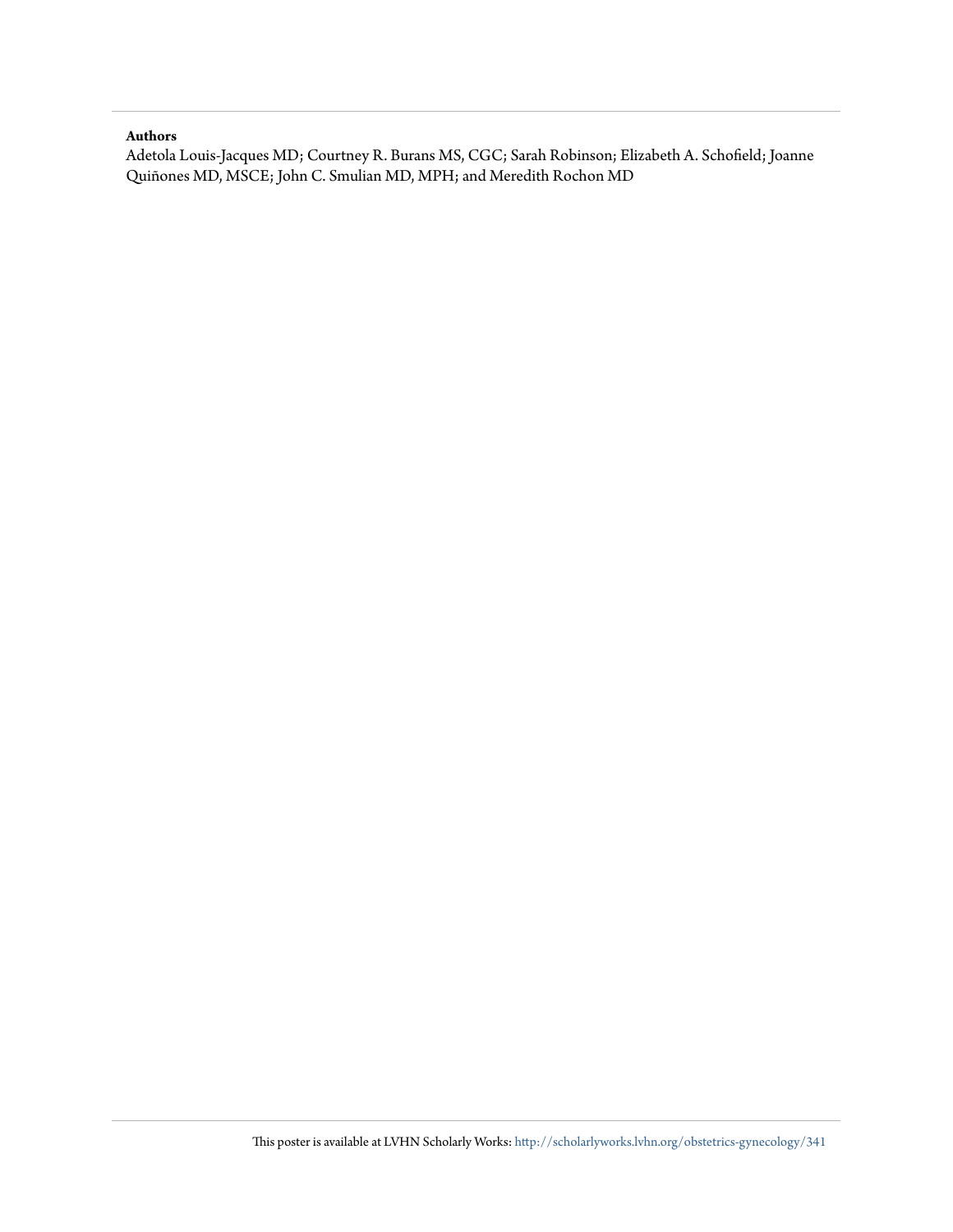**Authors**

Adetola Louis-Jacques MD; Courtney R. Burans MS, CGC; Sarah Robinson; Elizabeth A. Schofield; Joanne Quiñones MD, MSCE; John C. Smulian MD, MPH; and Meredith Rochon MD

This poster is available at LVHN Scholarly Works: http://scholarlyworks.lvhn.org/obstetrics-gynecology/341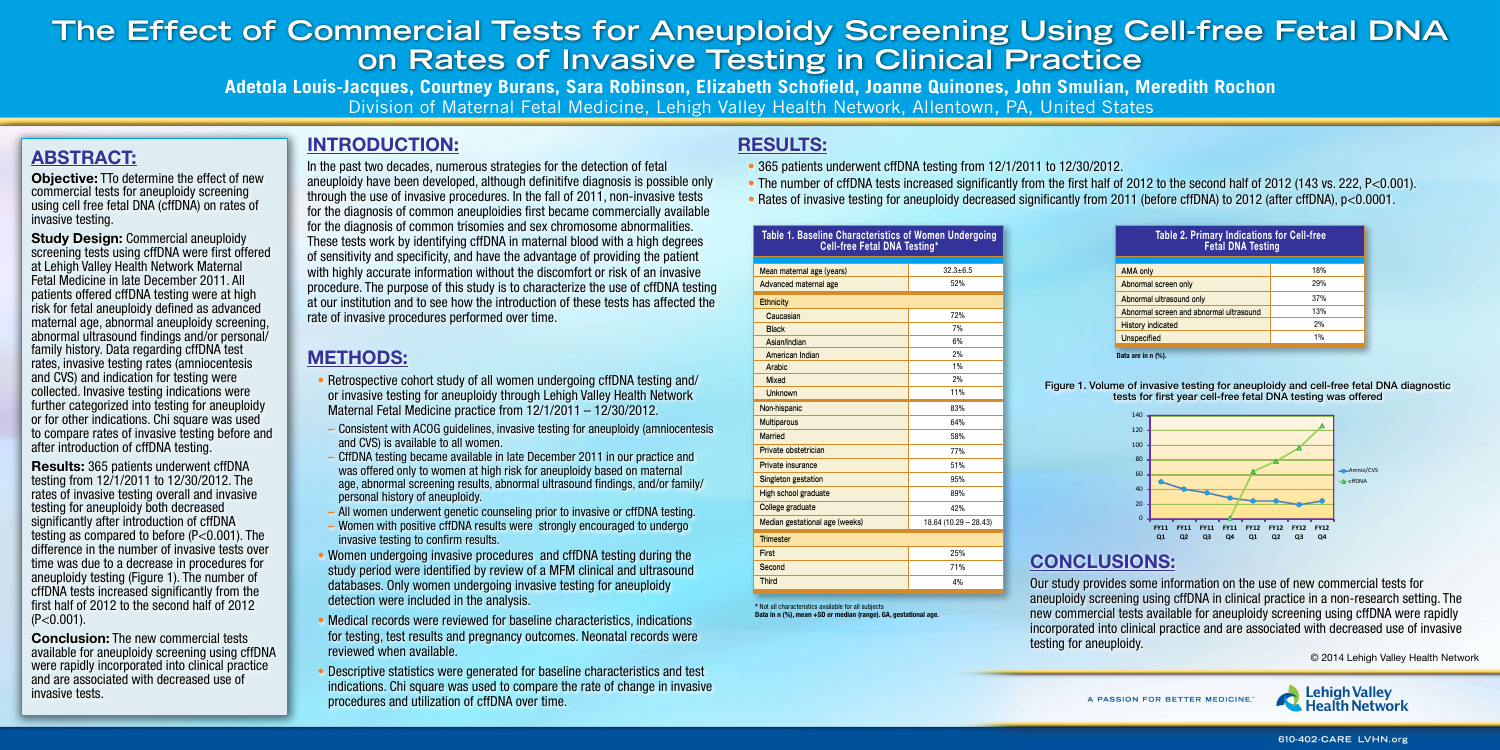# The Effect of Commercial Tests for Aneuploidy Screening Using Cell-free Fetal DNA on Rates of Invasive Testing in Clinical Practice

**Adetola Louis-Jacques, Courtney Burans, Sara Robinson, Elizabeth Schofield, Joanne Quinones, John Smulian, Meredith Rochon**

Division of Maternal Fetal Medicine, Lehigh Valley Health Network, Allentown, PA, United States

## ABSTRACT:

**Objective:** TTo determine the effect of new commercial tests for aneuploidy screening using cell free fetal DNA (cffDNA) on rates of invasive testing.

**Study Design:** Commercial aneuploidy screening tests using cffDNA were first offered at Lehigh Valley Health Network Maternal Fetal Medicine in late December 2011. All patients offered cffDNA testing were at high risk for fetal aneuploidy defined as advanced maternal age, abnormal aneuploidy screening, abnormal ultrasound findings and/or personal/family history. Data regarding cffDNA test rates, invasive testing rates (amniocentesis and CVS) and indication for testing were collected. Invasive testing indications were further categorized into testing for aneuploidy or for other indications. Chi square was used to compare rates of invasive testing before and after introduction of cffDNA testing.

**Results:** 365 patients underwent cffDNA testing from 12/1/2011 to 12/30/2012. The rates of invasive testing overall and invasive testing for aneuploidy both decreased significantly after introduction of cffDNA testing as compared to before (P<0.001). The difference in the number of invasive tests over time was due to a decrease in procedures for aneuploidy testing (Figure 1). The number of cffDNA tests increased significantly from the first half of 2012 to the second half of 2012 (P<0.001).

**Conclusion:** The new commercial tests available for aneuploidy screening using cffDNA were rapidly incorporated into clinical practice and are associated with decreased use of invasive tests.

## INTRODUCTION:

In the past two decades, numerous strategies for the detection of fetal aneuploidy have been developed, although definitifve diagnosis is possible only through the use of invasive procedures. In the fall of 2011, non-invasive tests for the diagnosis of common aneuploidies first became commercially available for the diagnosis of common trisomies and sex chromosome abnormalities. These tests work by identifying cffDNA in maternal blood with a high degrees of sensitivity and specificity, and have the advantage of providing the patient with highly accurate information without the discomfort or risk of an invasive procedure. The purpose of this study is to characterize the use of cffDNA testing at our institution and to see how the introduction of these tests has affected the rate of invasive procedures performed over time.

## METHODS:

- Retrospective cohort study of all women undergoing cffDNA testing and/ or invasive testing for aneuploidy through Lehigh Valley Health Network Maternal Fetal Medicine practice from 12/1/2011 – 12/30/2012.
  - Consistent with ACOG guidelines, invasive testing for aneuploidy (amniocentesis and CVS) is available to all women.
  - CffDNA testing became available in late December 2011 in our practice and was offered only to women at high risk for aneuploidy based on maternal age, abnormal screening results, abnormal ultrasound findings, and/or family/ personal history of aneuploidy.
  - All women underwent genetic counseling prior to invasive or cffDNA testing.
  - Women with positive cffDNA results were strongly encouraged to undergo invasive testing to confirm results.
- Women undergoing invasive procedures and cffDNA testing during the study period were identified by review of a MFM clinical and ultrasound databases. Only women undergoing invasive testing for aneuploidy detection were included in the analysis.
- Medical records were reviewed for baseline characteristics, indications for testing, test results and pregnancy outcomes. Neonatal records were reviewed when available.
- Descriptive statistics were generated for baseline characteristics and test indications. Chi square was used to compare the rate of change in invasive procedures and utilization of cffDNA over time.

## RESULTS:

- 365 patients underwent cffDNA testing from 12/1/2011 to 12/30/2012.
- The number of cffDNA tests increased significantly from the first half of 2012 to the second half of 2012 (143 vs. 222, P<0.001).
- Rates of invasive testing for aneuploidy decreased significantly from 2011 (before cffDNA) to 2012 (after cffDNA), p<0.0001.

**Table 1. Baseline Characteristics of Women Undergoing Cell-free Fetal DNA Testing***

| | |
|---|---|
| Mean maternal age (years) | 32.3±6.5 |
| Advanced maternal age | 52% |
| **Ethnicity** | |
| Caucasian | 72% |
| Black | 7% |
| Asian/Indian | 6% |
| American Indian | 2% |
| Arabic | 1% |
| Mixed | 2% |
| Unknown | 11% |
| Non-hispanic | 83% |
| Multiparous | 64% |
| Married | 58% |
| Private obstetrician | 77% |
| Private insurance | 51% |
| Singleton gestation | 95% |
| High school graduate | 89% |
| College graduate | 42% |
| Median gestational age (weeks) | 18.64 (10.29 – 28.43) |
| **Trimester** | |
| First | 25% |
| Second | 71% |
| Third | 4% |

\* Not all characteristics available for all subjects
Data in n (%), mean +SD or median (range). GA, gestational age.

**Table 2. Primary Indications for Cell-free Fetal DNA Testing**

| | |
|---|---|
| AMA only | 18% |
| Abnormal screen only | 29% |
| Abnormal ultrasound only | 37% |
| Abnormal screen and abnormal ultrasound | 13% |
| History indicated | 2% |
| Unspecified | 1% |

Data are in n (%).

Figure 1. Volume of invasive testing for aneuploidy and cell-free fetal DNA diagnostic tests for first year cell-free fetal DNA testing was offered

140
120
100
80
60
40
20
0
FY11 Q1 FY11 Q2 FY11 Q3 FY11 Q4 FY12 Q1 FY12 Q2 FY12 Q3 FY12 Q4
Amnio/CVS
cffDNA

## CONCLUSIONS:

Our study provides some information on the use of new commercial tests for aneuploidy screening using cffDNA in clinical practice in a non-research setting. The new commercial tests available for aneuploidy screening using cffDNA were rapidly incorporated into clinical practice and are associated with decreased use of invasive testing for aneuploidy.

© 2014 Lehigh Valley Health Network

A PASSION FOR BETTER MEDICINE.

Lehigh Valley Health Network

610-402-CARE LVHN.org